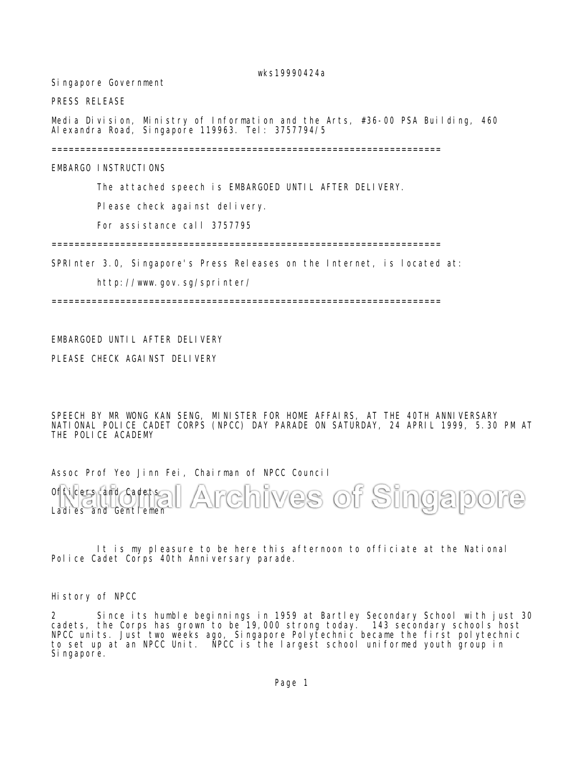wks19990424a

Singapore Government

PRESS RELEASE

Media Division, Ministry of Information and the Arts, #36-00 PSA Building, 460 Alexandra Road, Singapore 119963. Tel: 3757794/5

====================================================================

EMBARGO INSTRUCTIONS

The attached speech is EMBARGOED UNTIL AFTER DELIVERY.

Please check against delivery.

For assistance call 3757795

====================================================================

SPRInter 3.0, Singapore's Press Releases on the Internet, is located at:

http://www.gov.sg/sprinter/

====================================================================

EMBARGOED UNTIL AFTER DELIVERY

PLEASE CHECK AGAINST DELIVERY

SPEECH BY MR WONG KAN SENG, MINISTER FOR HOME AFFAIRS, AT THE 40TH ANNIVERSARY NATIONAL POLICE CADET CORPS (NPCC) DAY PARADE ON SATURDAY, 24 APRIL 1999, 5.30 PM AT THE POLICE ACADEMY

Assoc Prof Yeo Jinn Fei, Chairman of NPCC Council

Officers and Cadets

Ladies and Gentlemen

It is my pleasure to be here this afternoon to officiate at the National Police Cadet Corps 40th Anniversary parade.

History of NPCC

2 Since its humble beginnings in 1959 at Bartley Secondary School with just 30 cadets, the Corps has grown to be 19,000 strong today. 143 secondary schools host NPCC units. Just two weeks ago, Singapore Polytechnic became the first polytechnic to set up at an NPCC Unit. NPCC is the largest school uniformed youth group in Singapore.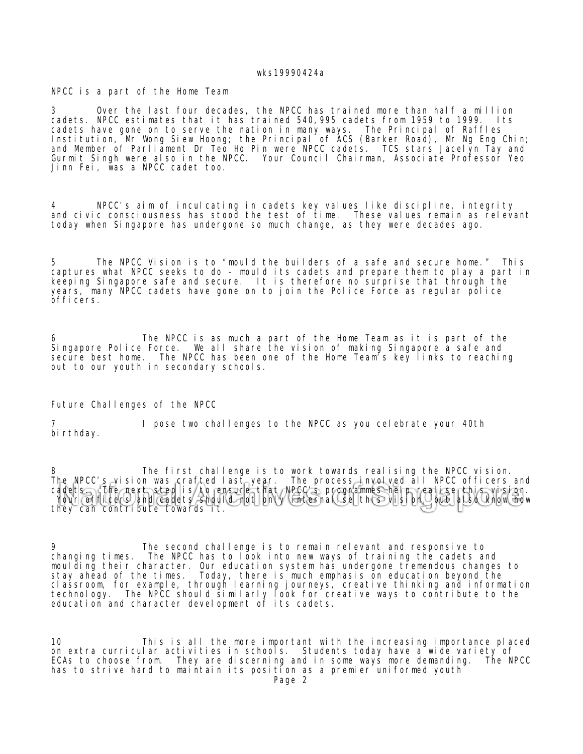NPCC is a part of the Home Team

3 Over the last four decades, the NPCC has trained more than half a million cadets. NPCC estimates that it has trained 540,995 cadets from 1959 to 1999. Its cadets have gone on to serve the nation in many ways. The Principal of Raffles Institution, Mr Wong Siew Hoong; the Principal of ACS (Barker Road), Mr Ng Eng Chin; and Member of Parliament Dr Teo Ho Pin were NPCC cadets. TCS stars Jacelyn Tay and Gurmit Singh were also in the NPCC. Your Council Chairman, Associate Professor Yeo Jinn Fei, was a NPCC cadet too.

4 NPCC's aim of inculcating in cadets key values like discipline, integrity and civic consciousness has stood the test of time. These values remain as relevant today when Singapore has undergone so much change, as they were decades ago.

5 The NPCC Vision is to "mould the builders of a safe and secure home." This captures what NPCC seeks to do – mould its cadets and prepare them to play a part in keeping Singapore safe and secure. It is therefore no surprise that through the years, many NPCC cadets have gone on to join the Police Force as regular police officers.

6 The NPCC is as much a part of the Home Team as it is part of the Singapore Police Force. We all share the vision of making Singapore a safe and secure best home. The NPCC has been one of the Home Team's key links to reaching out to our youth in secondary schools.

Future Challenges of the NPCC

7 I pose two challenges to the NPCC as you celebrate your 40th birthday.

8 The first challenge is to work towards realising the NPCC vision. The NPCC's vision was crafted last year. The process involved all NPCC officers and cadets. The next step is to ensure that NPCC's programmes help realise this vision. Your officers and cadets should not only internalise this vision, but also know how they can contribute towards it.

9 The second challenge is to remain relevant and responsive to changing times. The NPCC has to look into new ways of training the cadets and moulding their character. Our education system has undergone tremendous changes to stay ahead of the times. Today, there is much emphasis on education beyond the classroom, for example, through learning journeys, creative thinking and information technology. The NPCC should similarly look for creative ways to contribute to the education and character development of its cadets.

10 This is all the more important with the increasing importance placed on extra curricular activities in schools. Students today have a wide variety of ECAs to choose from. They are discerning and in some ways more demanding. The NPCC has to strive hard to maintain its position as a premier uniformed youth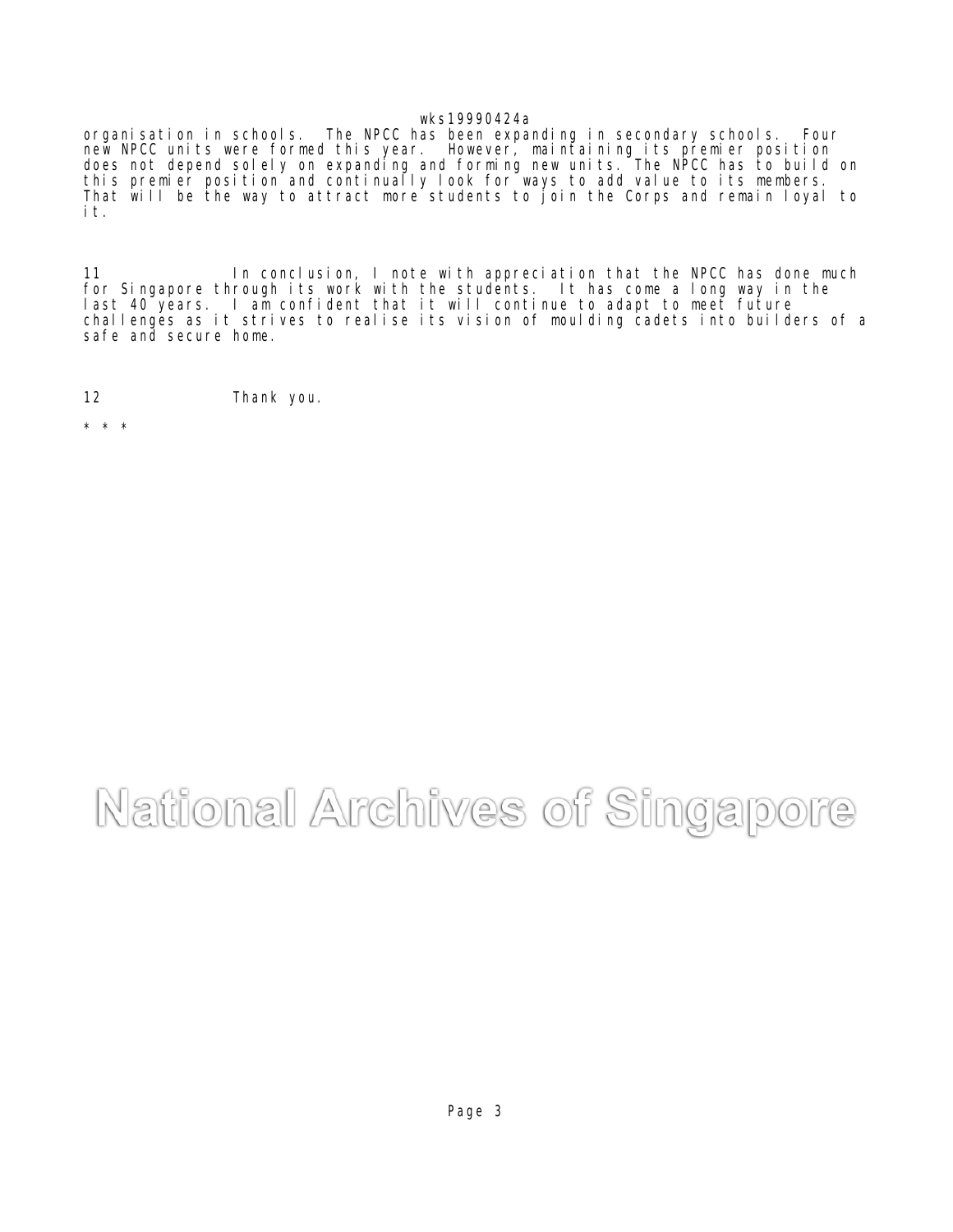organisation in schools. The NPCC has been expanding in secondary schools. Four new NPCC units were formed this year. However, maintaining its premier position does not depend solely on expanding and forming new units. The NPCC has to build on this premier position and continually look for ways to add value to its members. That will be the way to attract more students to join the Corps and remain loyal to it.

11 In conclusion, I note with appreciation that the NPCC has done much for Singapore through its work with the students. It has come a long way in the last 40 years. I am confident that it will continue to adapt to meet future challenges as it strives to realise its vision of moulding cadets into builders of a safe and secure home.

12 Thank you.

* * *